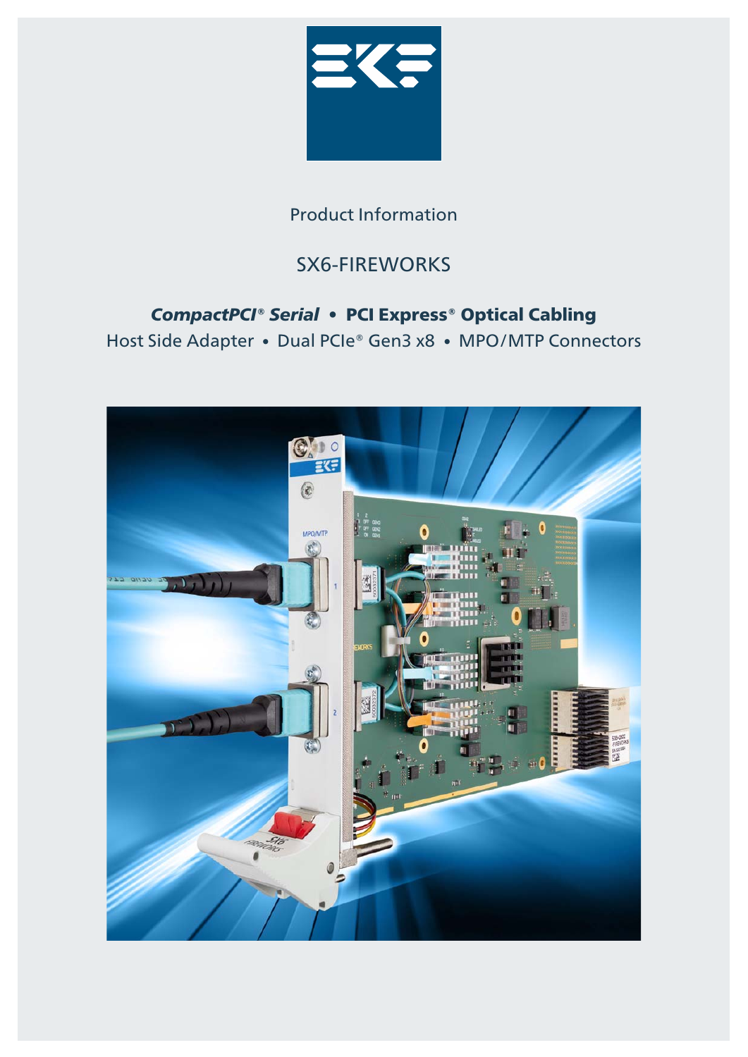Product Information

# SX6-FIREWORKS

## *CompactPCI® Serial* • PCI Express® Optical Cabling

Host Side Adapter • Dual PCIe® Gen3 x8 • MPO/MTP Connectors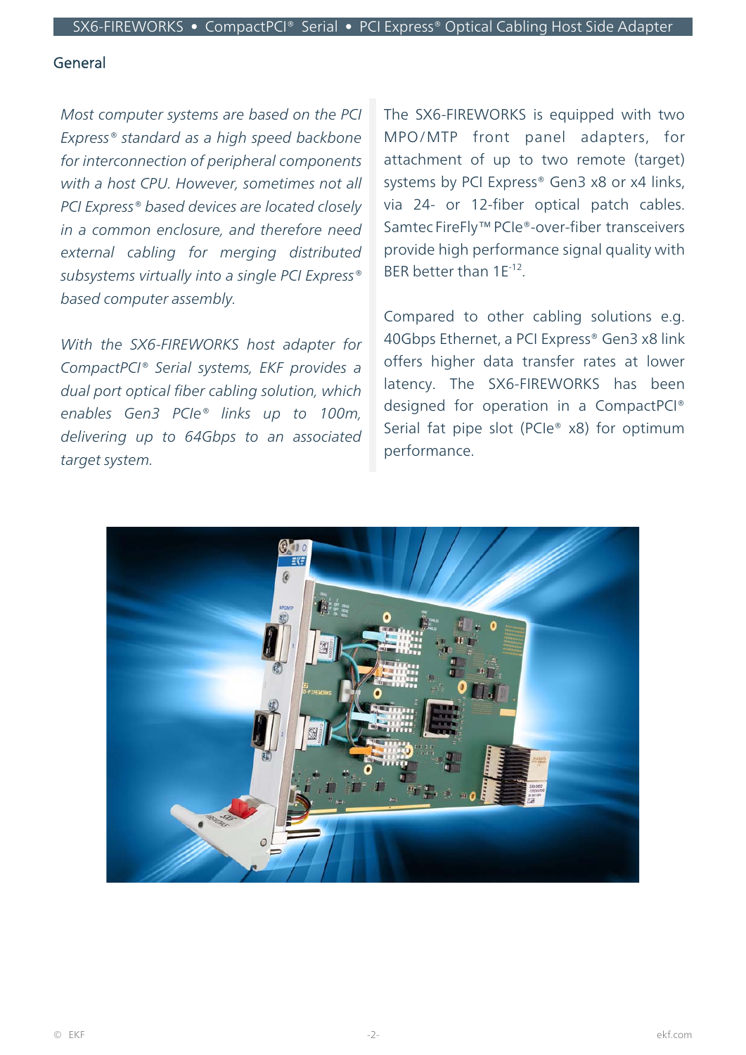## General

*Most computer systems are based on the PCI Express® standard as a high speed backbone for interconnection of peripheral components with a host CPU. However, sometimes not all PCI Express® based devices are located closely in a common enclosure, and therefore need external cabling for merging distributed subsystems virtually into a single PCI Express® based computer assembly.*

*With the SX6-FIREWORKS host adapter for CompactPCI® Serial systems, EKF provides a dual port optical fiber cabling solution, which enables Gen3 PCIe® links up to 100m, delivering up to 64Gbps to an associated target system.*

The SX6-FIREWORKS is equipped with two MPO/MTP front panel adapters, for attachment of up to two remote (target) systems by PCI Express® Gen3 x8 or x4 links, via 24- or 12-fiber optical patch cables. Samtec FireFly™ PCIe®-over-fiber transceivers provide high performance signal quality with BER better than $1E^{-12}$.

Compared to other cabling solutions e.g. 40Gbps Ethernet, a PCI Express® Gen3 x8 link offers higher data transfer rates at lower latency. The SX6-FIREWORKS has been designed for operation in a CompactPCI® Serial fat pipe slot (PCIe® x8) for optimum performance.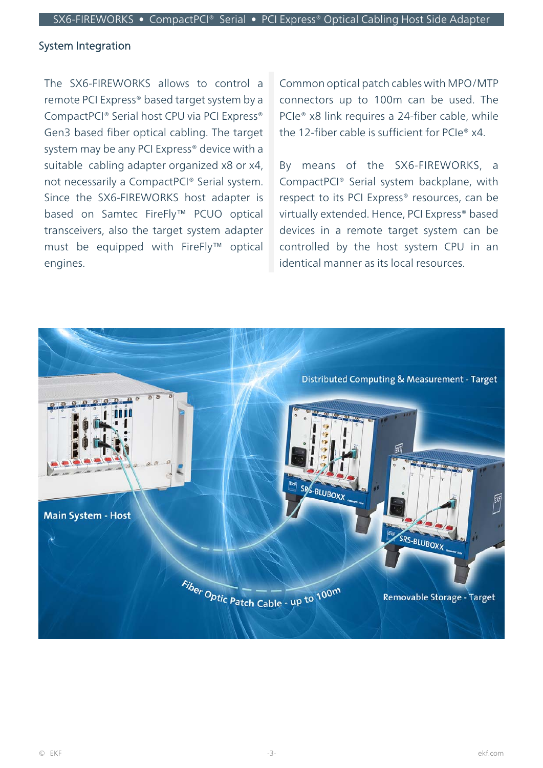## System Integration

The SX6-FIREWORKS allows to control a remote PCI Express® based target system by a CompactPCI® Serial host CPU via PCI Express® Gen3 based fiber optical cabling. The target system may be any PCI Express® device with a suitable cabling adapter organized x8 or x4, not necessarily a CompactPCI® Serial system. Since the SX6-FIREWORKS host adapter is based on Samtec FireFly™ PCUO optical transceivers, also the target system adapter must be equipped with FireFly™ optical engines.

Common optical patch cables with MPO/MTP connectors up to 100m can be used. The PCIe® x8 link requires a 24-fiber cable, while the 12-fiber cable is sufficient for PCIe® x4.

By means of the SX6-FIREWORKS, a CompactPCI® Serial system backplane, with respect to its PCI Express® resources, can be virtually extended. Hence, PCI Express® based devices in a remote target system can be controlled by the host system CPU in an identical manner as its local resources.

Distributed Computing & Measurement - Target

Main System - Host

Fiber Optic Patch Cable - up to 100m

Removable Storage - Target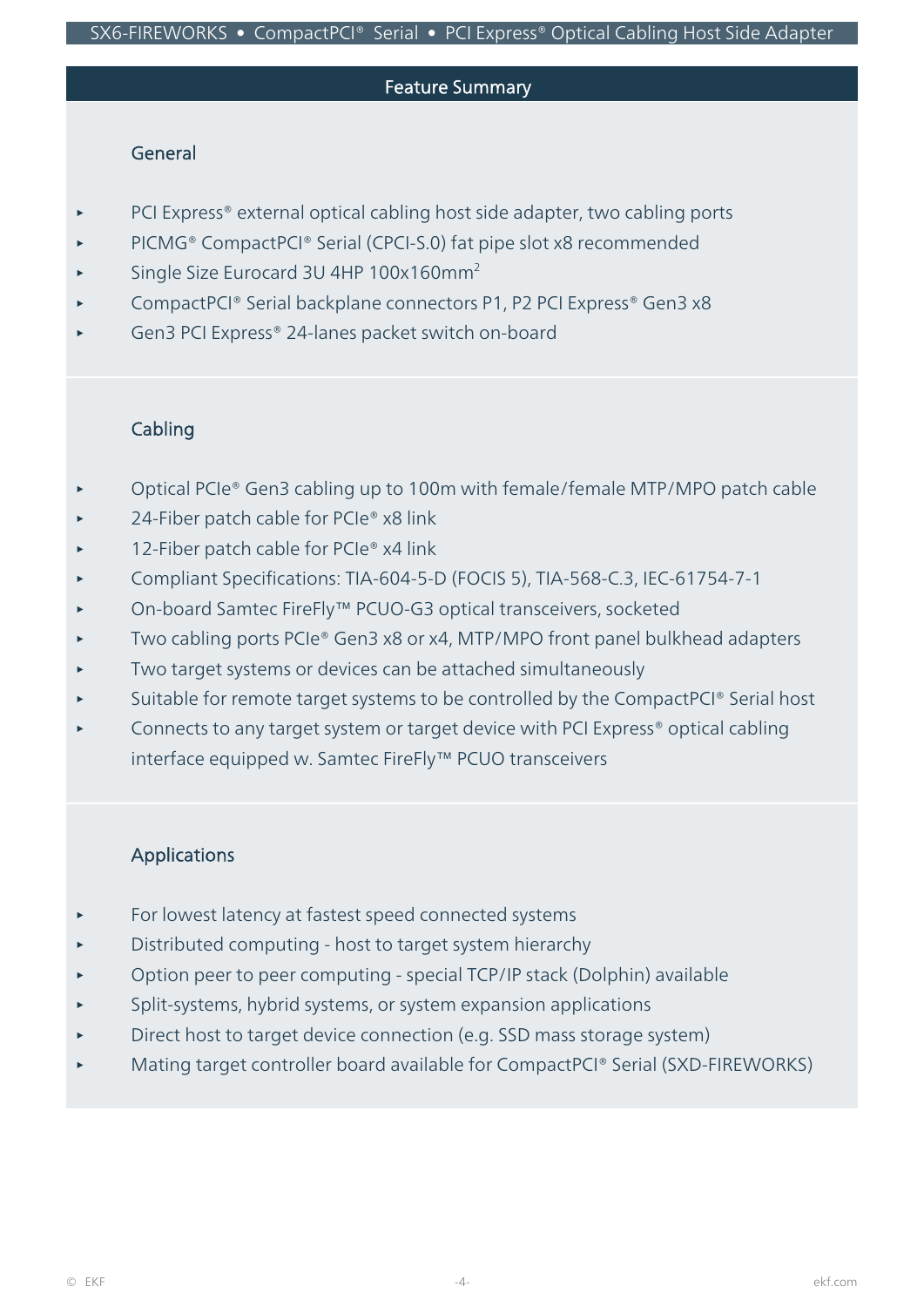## Feature Summary

### General

- PCI Express® external optical cabling host side adapter, two cabling ports
- PICMG® CompactPCI® Serial (CPCI-S.0) fat pipe slot x8 recommended
- Single Size Eurocard 3U 4HP 100x160mm$^2$
- CompactPCI® Serial backplane connectors P1, P2 PCI Express® Gen3 x8
- Gen3 PCI Express® 24-lanes packet switch on-board

### Cabling

- Optical PCIe® Gen3 cabling up to 100m with female/female MTP/MPO patch cable
- 24-Fiber patch cable for PCIe® x8 link
- 12-Fiber patch cable for PCIe® x4 link
- Compliant Specifications: TIA-604-5-D (FOCIS 5), TIA-568-C.3, IEC-61754-7-1
- On-board Samtec FireFly™ PCUO-G3 optical transceivers, socketed
- Two cabling ports PCIe® Gen3 x8 or x4, MTP/MPO front panel bulkhead adapters
- Two target systems or devices can be attached simultaneously
- Suitable for remote target systems to be controlled by the CompactPCI® Serial host
- Connects to any target system or target device with PCI Express® optical cabling interface equipped w. Samtec FireFly™ PCUO transceivers

### Applications

- For lowest latency at fastest speed connected systems
- Distributed computing - host to target system hierarchy
- Option peer to peer computing - special TCP/IP stack (Dolphin) available
- Split-systems, hybrid systems, or system expansion applications
- Direct host to target device connection (e.g. SSD mass storage system)
- Mating target controller board available for CompactPCI® Serial (SXD-FIREWORKS)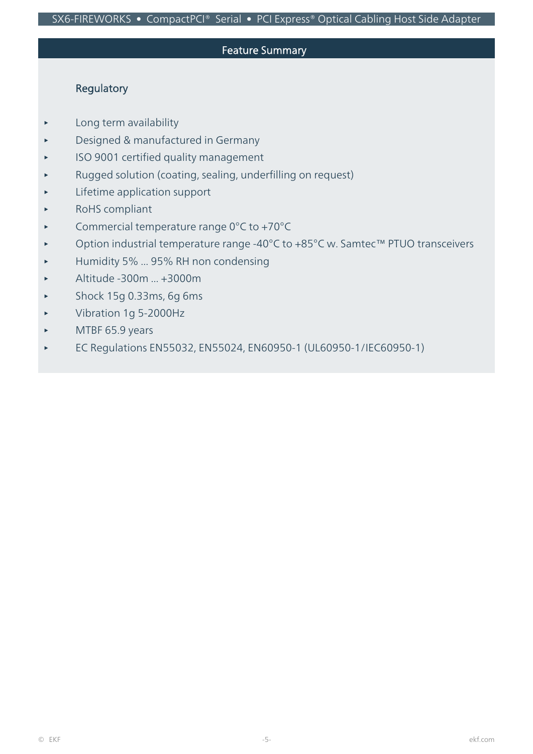## Feature Summary

### Regulatory

- Long term availability
- Designed & manufactured in Germany
- ISO 9001 certified quality management
- Rugged solution (coating, sealing, underfilling on request)
- Lifetime application support
- RoHS compliant
- Commercial temperature range 0°C to +70°C
- Option industrial temperature range -40°C to +85°C w. Samtec™ PTUO transceivers
- Humidity 5% ... 95% RH non condensing
- Altitude -300m ... +3000m
- Shock 15g 0.33ms, 6g 6ms
- Vibration 1g 5-2000Hz
- MTBF 65.9 years
- EC Regulations EN55032, EN55024, EN60950-1 (UL60950-1/IEC60950-1)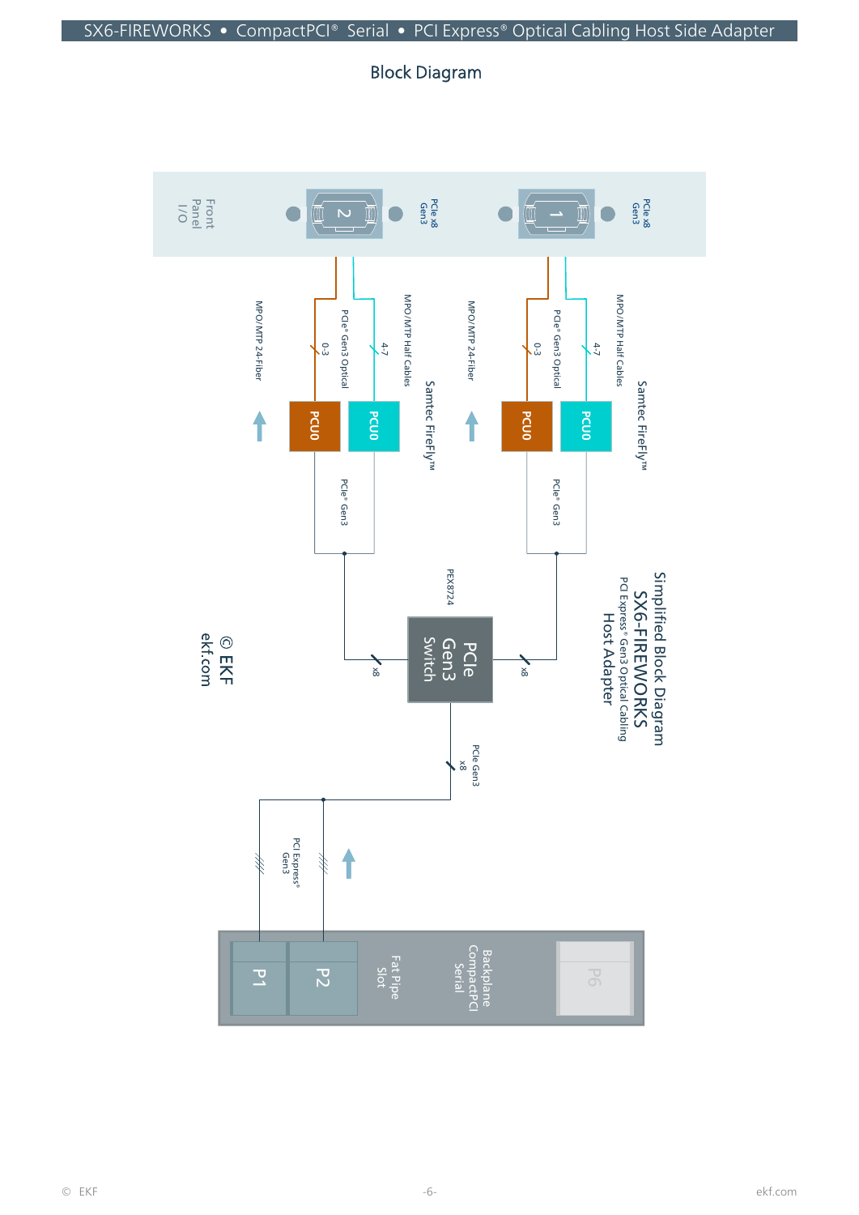## Block Diagram

Simplified Block Diagram
SX6-FIREWORKS
PCI Express® Gen3 Optical Cabling
Host Adapter

Front Panel I/O

1 — PCIe x8 Gen3

2 — PCIe x8 Gen3

MPO/MTP 24-Fiber

PCIe® Gen3 Optical

MPO/MTP Half Cables

0-3

4-7

PCU0

PCU0

Samtec FireFly™

PCIe® Gen3

PEX8724

PCIe Gen3 Switch

x8

x8

PCIe Gen3 x8

PCI Express® Gen3

Backplane CompactPCI Serial

Fat Pipe Slot

P1

P2

P6

© EKF
ekf.com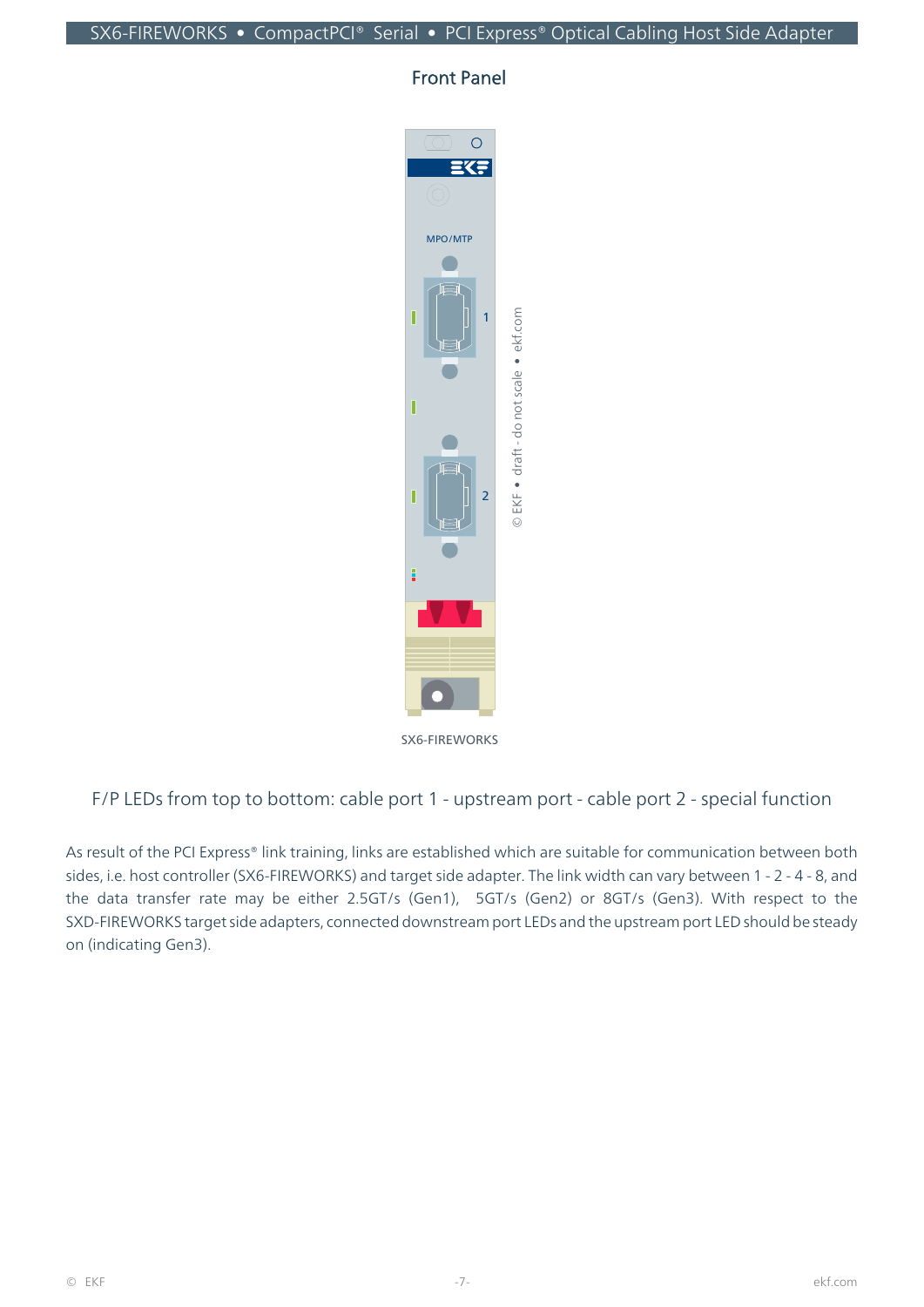## Front Panel

SX6-FIREWORKS

F/P LEDs from top to bottom: cable port 1 - upstream port - cable port 2 - special function

As result of the PCI Express® link training, links are established which are suitable for communication between both sides, i.e. host controller (SX6-FIREWORKS) and target side adapter. The link width can vary between 1 - 2 - 4 - 8, and the data transfer rate may be either 2.5GT/s (Gen1), 5GT/s (Gen2) or 8GT/s (Gen3). With respect to the SXD-FIREWORKS target side adapters, connected downstream port LEDs and the upstream port LED should be steady on (indicating Gen3).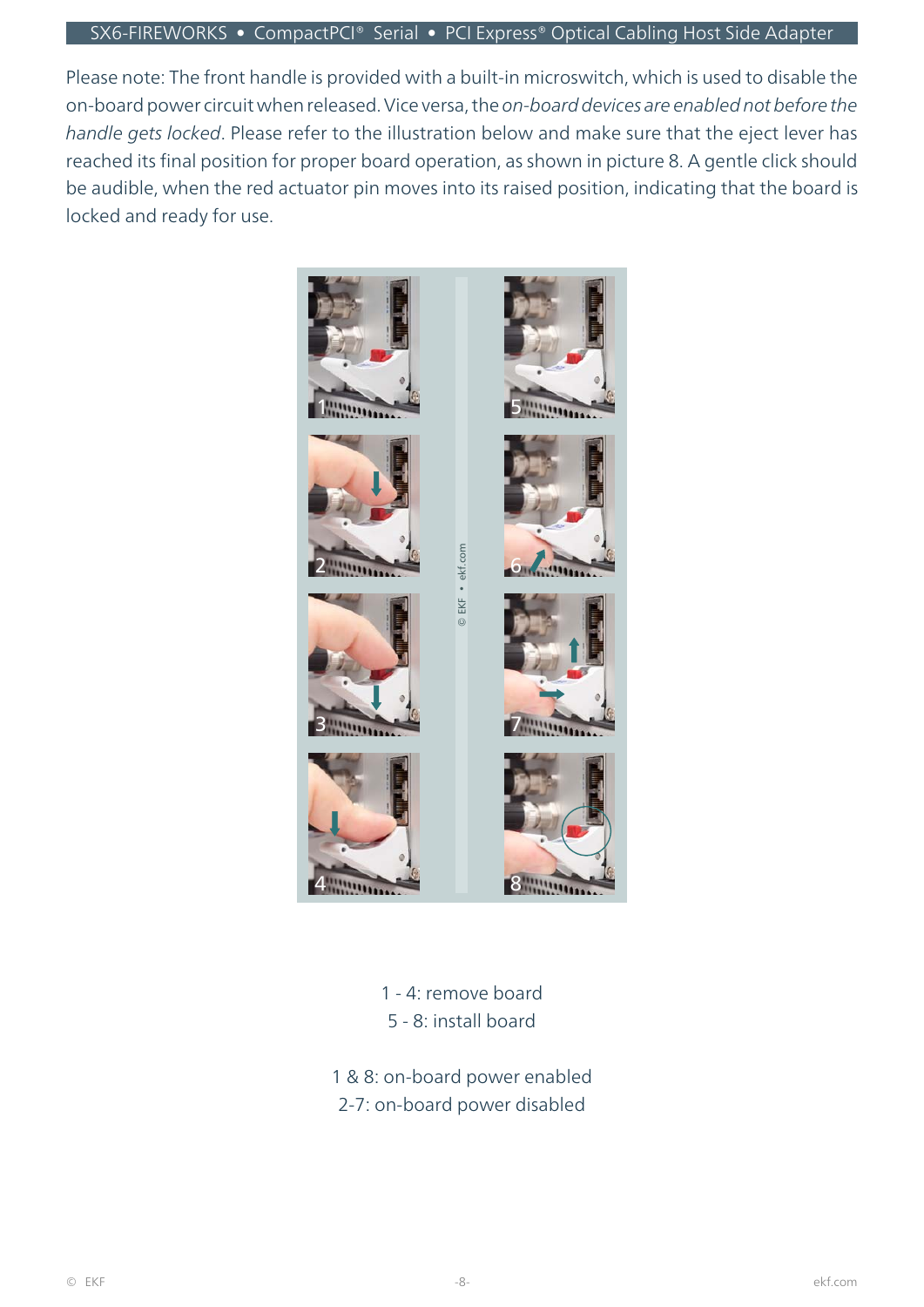Please note: The front handle is provided with a built-in microswitch, which is used to disable the on-board power circuit when released. Vice versa, the *on-board devices are enabled not before the handle gets locked*. Please refer to the illustration below and make sure that the eject lever has reached its final position for proper board operation, as shown in picture 8. A gentle click should be audible, when the red actuator pin moves into its raised position, indicating that the board is locked and ready for use.

1 - 4: remove board
5 - 8: install board

1 & 8: on-board power enabled
2-7: on-board power disabled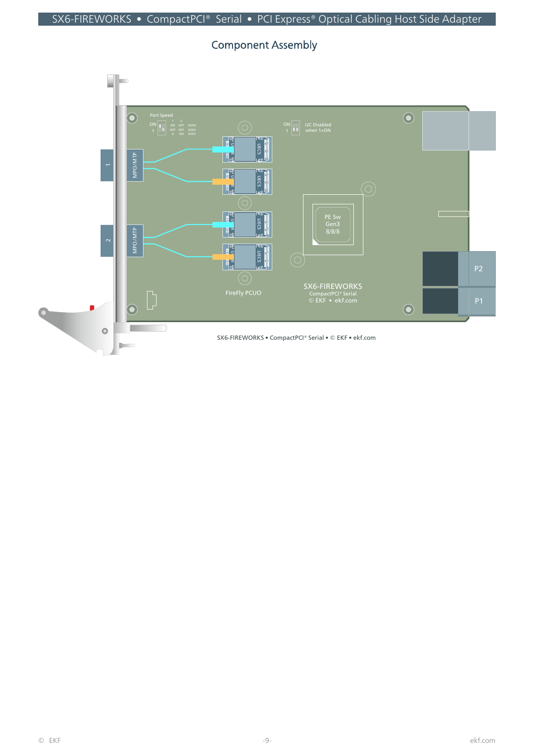## Component Assembly

Port Speed

| | 1 | 2 | |
|---|---|---|---|
| ON | ON | OFF | GEN3 |
| 1 | OFF | OFF | GEN2 |
| | X | ON | GEN1 |

ON 1 I2C Disabled when 1=ON

MPO/MTP 1

MPO/MTP 2

UECS

PE Sw Gen3 8/8/8

FireFly PCUO

SX6-FIREWORKS
CompactPCI® Serial
© EKF • ekf.com

P2

P1

SX6-FIREWORKS • CompactPCI® Serial • © EKF • ekf.com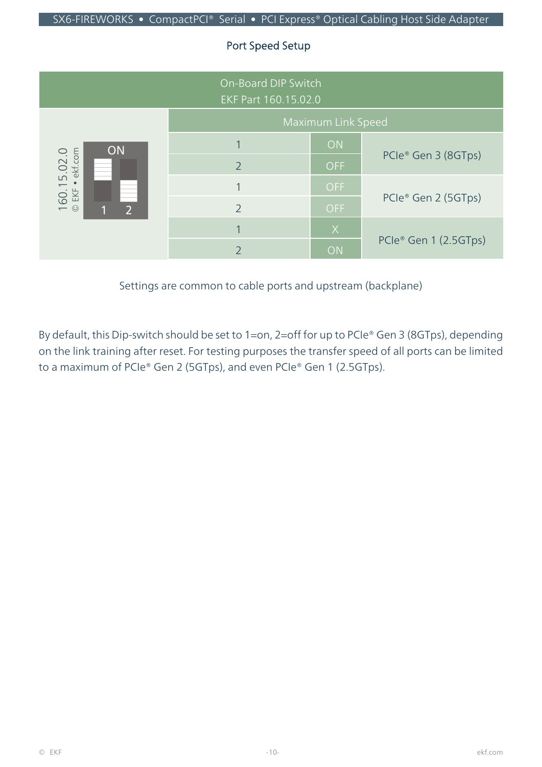## Port Speed Setup

| On-Board DIP Switch EKF Part 160.15.02.0 | | | |
|---|---|---|---|
| 160.15.02.0 © EKF • ekf.com (ON, 1 2) | Maximum Link Speed | | |
| | 1 | ON | PCIe® Gen 3 (8GTps) |
| | 2 | OFF | |
| | 1 | OFF | PCIe® Gen 2 (5GTps) |
| | 2 | OFF | |
| | 1 | X | PCIe® Gen 1 (2.5GTps) |
| | 2 | ON | |

Settings are common to cable ports and upstream (backplane)

By default, this Dip-switch should be set to 1=on, 2=off for up to PCIe® Gen 3 (8GTps), depending on the link training after reset. For testing purposes the transfer speed of all ports can be limited to a maximum of PCIe® Gen 2 (5GTps), and even PCIe® Gen 1 (2.5GTps).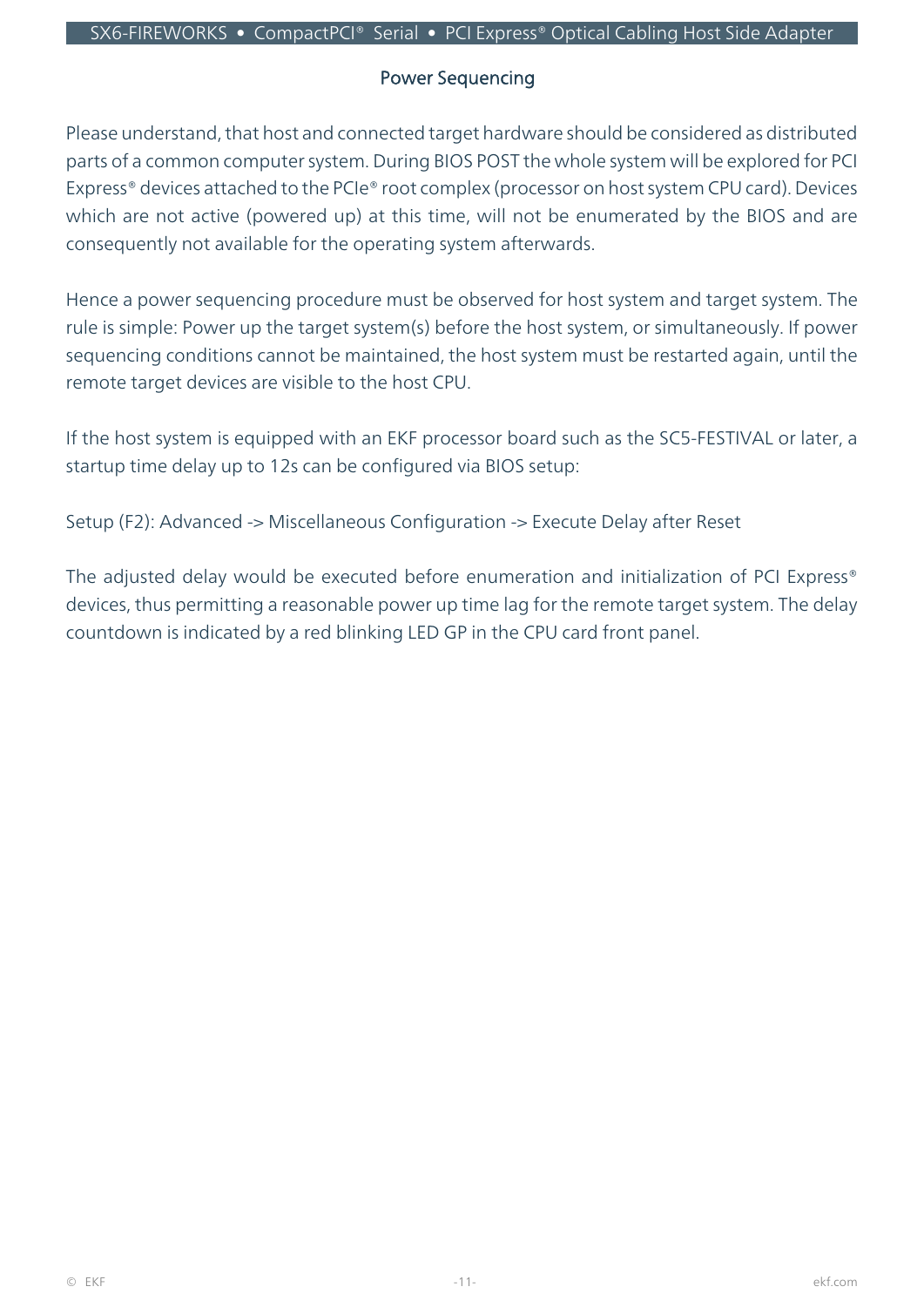## Power Sequencing

Please understand, that host and connected target hardware should be considered as distributed parts of a common computer system. During BIOS POST the whole system will be explored for PCI Express® devices attached to the PCIe® root complex (processor on host system CPU card). Devices which are not active (powered up) at this time, will not be enumerated by the BIOS and are consequently not available for the operating system afterwards.

Hence a power sequencing procedure must be observed for host system and target system. The rule is simple: Power up the target system(s) before the host system, or simultaneously. If power sequencing conditions cannot be maintained, the host system must be restarted again, until the remote target devices are visible to the host CPU.

If the host system is equipped with an EKF processor board such as the SC5-FESTIVAL or later, a startup time delay up to 12s can be configured via BIOS setup:

Setup (F2): Advanced -> Miscellaneous Configuration -> Execute Delay after Reset

The adjusted delay would be executed before enumeration and initialization of PCI Express® devices, thus permitting a reasonable power up time lag for the remote target system. The delay countdown is indicated by a red blinking LED GP in the CPU card front panel.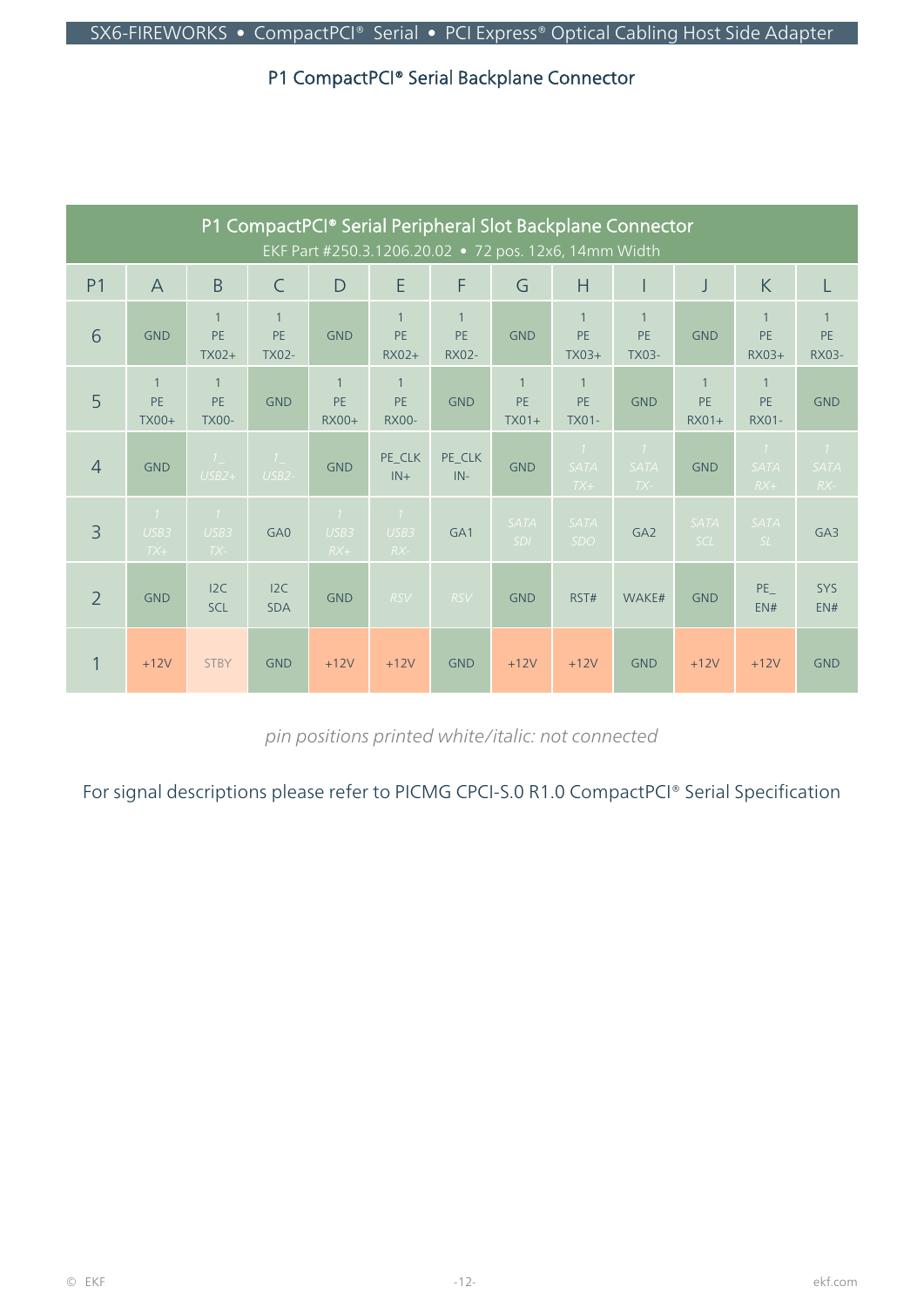## P1 CompactPCI® Serial Backplane Connector

| P1 CompactPCI® Serial Peripheral Slot Backplane Connector<br>EKF Part #250.3.1206.20.02 • 72 pos. 12x6, 14mm Width | | | | | | | | | | | | |
|---|---|---|---|---|---|---|---|---|---|---|---|---|
| P1 | A | B | C | D | E | F | G | H | I | J | K | L |
| 6 | GND | 1 PE TX02+ | 1 PE TX02- | GND | 1 PE RX02+ | 1 PE RX02- | GND | 1 PE TX03+ | 1 PE TX03- | GND | 1 PE RX03+ | 1 PE RX03- |
| 5 | 1 PE TX00+ | 1 PE TX00- | GND | 1 PE RX00+ | 1 PE RX00- | GND | 1 PE TX01+ | 1 PE TX01- | GND | 1 PE RX01+ | 1 PE RX01- | GND |
| 4 | GND | *1_ USB2+* | *1_ USB2-* | GND | PE_CLK IN+ | PE_CLK IN- | GND | *1 SATA TX+* | *1 SATA TX-* | GND | *1 SATA RX+* | *1 SATA RX-* |
| 3 | *1 USB3 TX+* | *1 USB3 TX-* | GA0 | *1 USB3 RX+* | *1 USB3 RX-* | GA1 | *SATA SDI* | *SATA SDO* | GA2 | *SATA SCL* | *SATA SL* | GA3 |
| 2 | GND | I2C SCL | I2C SDA | GND | *RSV* | *RSV* | GND | RST# | WAKE# | GND | PE_ EN# | SYS EN# |
| 1 | +12V | STBY | GND | +12V | +12V | GND | +12V | +12V | GND | +12V | +12V | GND |

*pin positions printed white/italic: not connected*

For signal descriptions please refer to PICMG CPCI-S.0 R1.0 CompactPCI® Serial Specification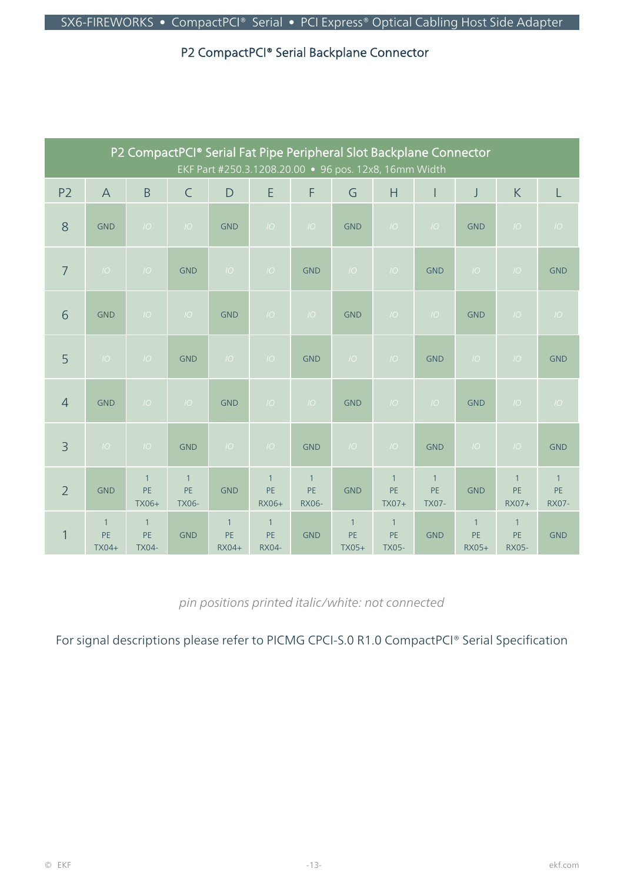## P2 CompactPCI® Serial Backplane Connector

| P2 CompactPCI® Serial Fat Pipe Peripheral Slot Backplane Connector<br>EKF Part #250.3.1208.20.00 • 96 pos. 12x8, 16mm Width | | | | | | | | | | | | |
|---|---|---|---|---|---|---|---|---|---|---|---|---|
| P2 | A | B | C | D | E | F | G | H | I | J | K | L |
| 8 | GND | *IO* | *IO* | GND | *IO* | *IO* | GND | *IO* | *IO* | GND | *IO* | *IO* |
| 7 | *IO* | *IO* | GND | *IO* | *IO* | GND | *IO* | *IO* | GND | *IO* | *IO* | GND |
| 6 | GND | *IO* | *IO* | GND | *IO* | *IO* | GND | *IO* | *IO* | GND | *IO* | *IO* |
| 5 | *IO* | *IO* | GND | *IO* | *IO* | GND | *IO* | *IO* | GND | *IO* | *IO* | GND |
| 4 | GND | *IO* | *IO* | GND | *IO* | *IO* | GND | *IO* | *IO* | GND | *IO* | *IO* |
| 3 | *IO* | *IO* | GND | *IO* | *IO* | GND | *IO* | *IO* | GND | *IO* | *IO* | GND |
| 2 | GND | 1 PE TX06+ | 1 PE TX06- | GND | 1 PE RX06+ | 1 PE RX06- | GND | 1 PE TX07+ | 1 PE TX07- | GND | 1 PE RX07+ | 1 PE RX07- |
| 1 | 1 PE TX04+ | 1 PE TX04- | GND | 1 PE RX04+ | 1 PE RX04- | GND | 1 PE TX05+ | 1 PE TX05- | GND | 1 PE RX05+ | 1 PE RX05- | GND |

*pin positions printed italic/white: not connected*

For signal descriptions please refer to PICMG CPCI-S.0 R1.0 CompactPCI® Serial Specification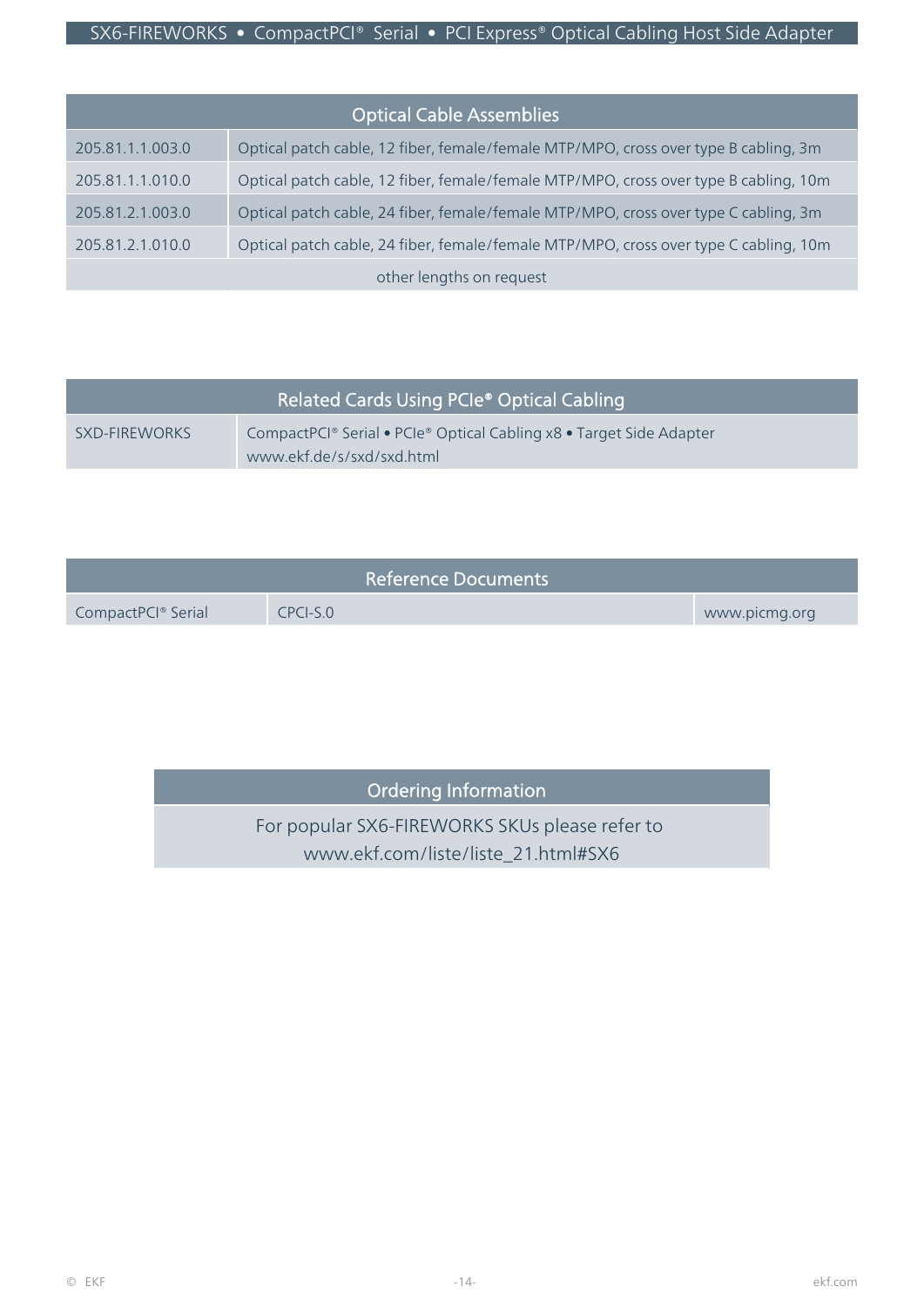| Optical Cable Assemblies | |
|---|---|
| 205.81.1.1.003.0 | Optical patch cable, 12 fiber, female/female MTP/MPO, cross over type B cabling, 3m |
| 205.81.1.1.010.0 | Optical patch cable, 12 fiber, female/female MTP/MPO, cross over type B cabling, 10m |
| 205.81.2.1.003.0 | Optical patch cable, 24 fiber, female/female MTP/MPO, cross over type C cabling, 3m |
| 205.81.2.1.010.0 | Optical patch cable, 24 fiber, female/female MTP/MPO, cross over type C cabling, 10m |
| other lengths on request | |

| Related Cards Using PCIe® Optical Cabling | |
|---|---|
| SXD-FIREWORKS | CompactPCI® Serial • PCIe® Optical Cabling x8 • Target Side Adapter<br>www.ekf.de/s/sxd/sxd.html |

| Reference Documents | | |
|---|---|---|
| CompactPCI® Serial | CPCI-S.0 | www.picmg.org |

| Ordering Information |
|---|
| For popular SX6-FIREWORKS SKUs please refer to<br>www.ekf.com/liste/liste_21.html#SX6 |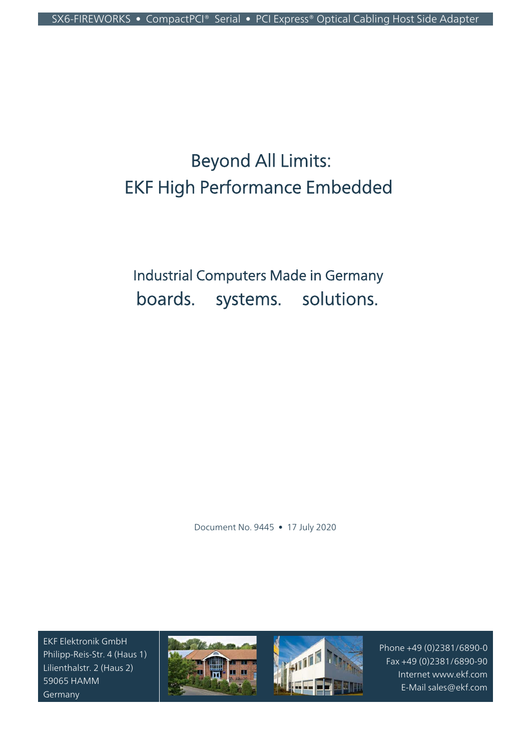# Beyond All Limits:
# EKF High Performance Embedded

## Industrial Computers Made in Germany

**boards. systems. solutions.**

Document No. 9445 • 17 July 2020

EKF Elektronik GmbH
Philipp-Reis-Str. 4 (Haus 1)
Lilienthalstr. 2 (Haus 2)
59065 HAMM
Germany

Phone +49 (0)2381/6890-0
Fax +49 (0)2381/6890-90
Internet www.ekf.com
E-Mail sales@ekf.com